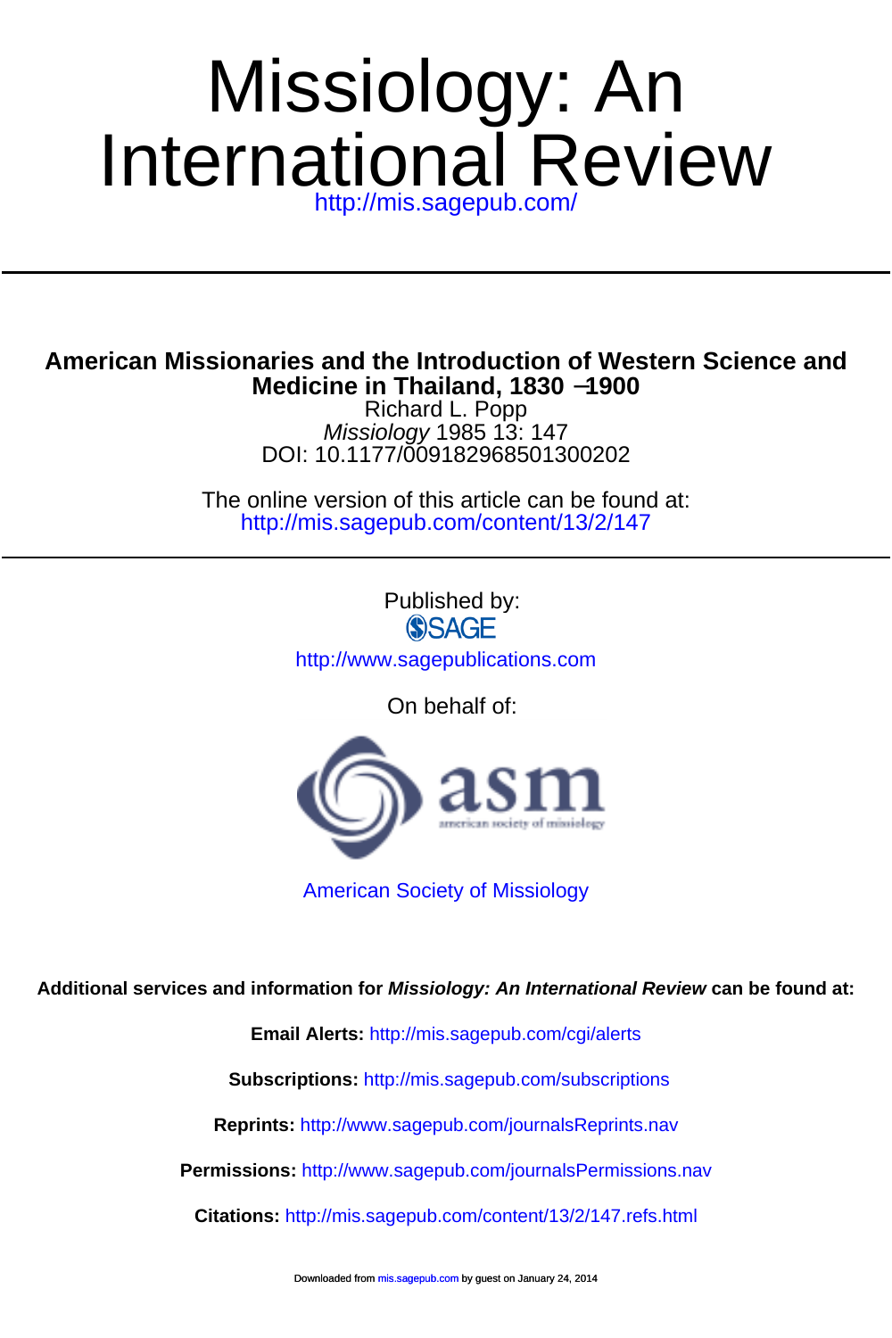# Missiology: An International Review

http://mis.sagepub.com/

---

## American Missionaries and the Introduction of Western Science and Medicine in Thailand, 1830 –1900

Richard L. Popp

*Missiology* 1985 13: 147

DOI: 10.1177/009182968501300202

The online version of this article can be found at:

http://mis.sagepub.com/content/13/2/147

---

Published by:

SAGE

http://www.sagepublications.com

On behalf of:

asm

american society of missiology

American Society of Missiology

**Additional services and information for *Missiology: An International Review* can be found at:**

**Email Alerts:** http://mis.sagepub.com/cgi/alerts

**Subscriptions:** http://mis.sagepub.com/subscriptions

**Reprints:** http://www.sagepub.com/journalsReprints.nav

**Permissions:** http://www.sagepub.com/journalsPermissions.nav

**Citations:** http://mis.sagepub.com/content/13/2/147.refs.html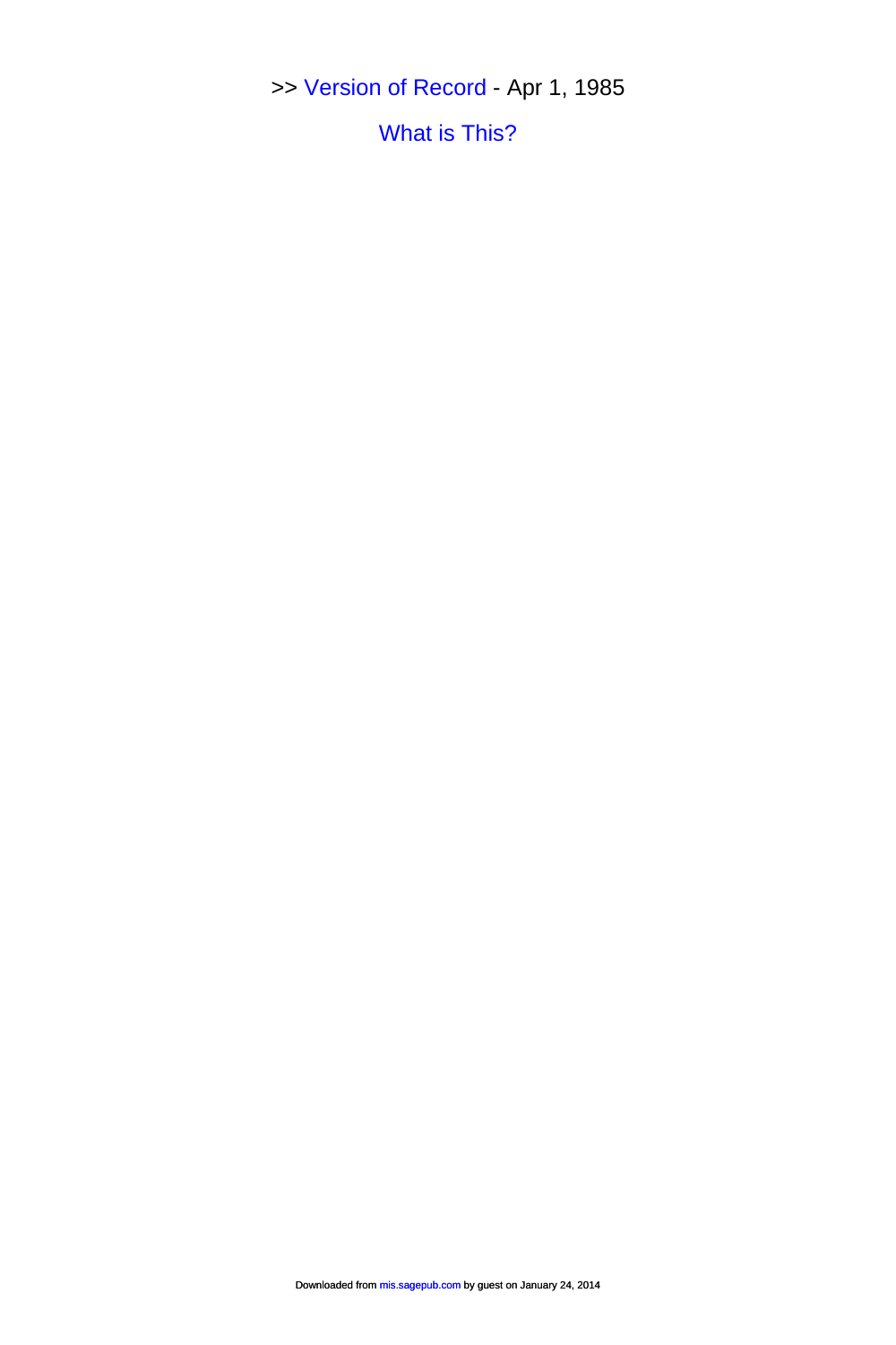>> Version of Record - Apr 1, 1985

What is This?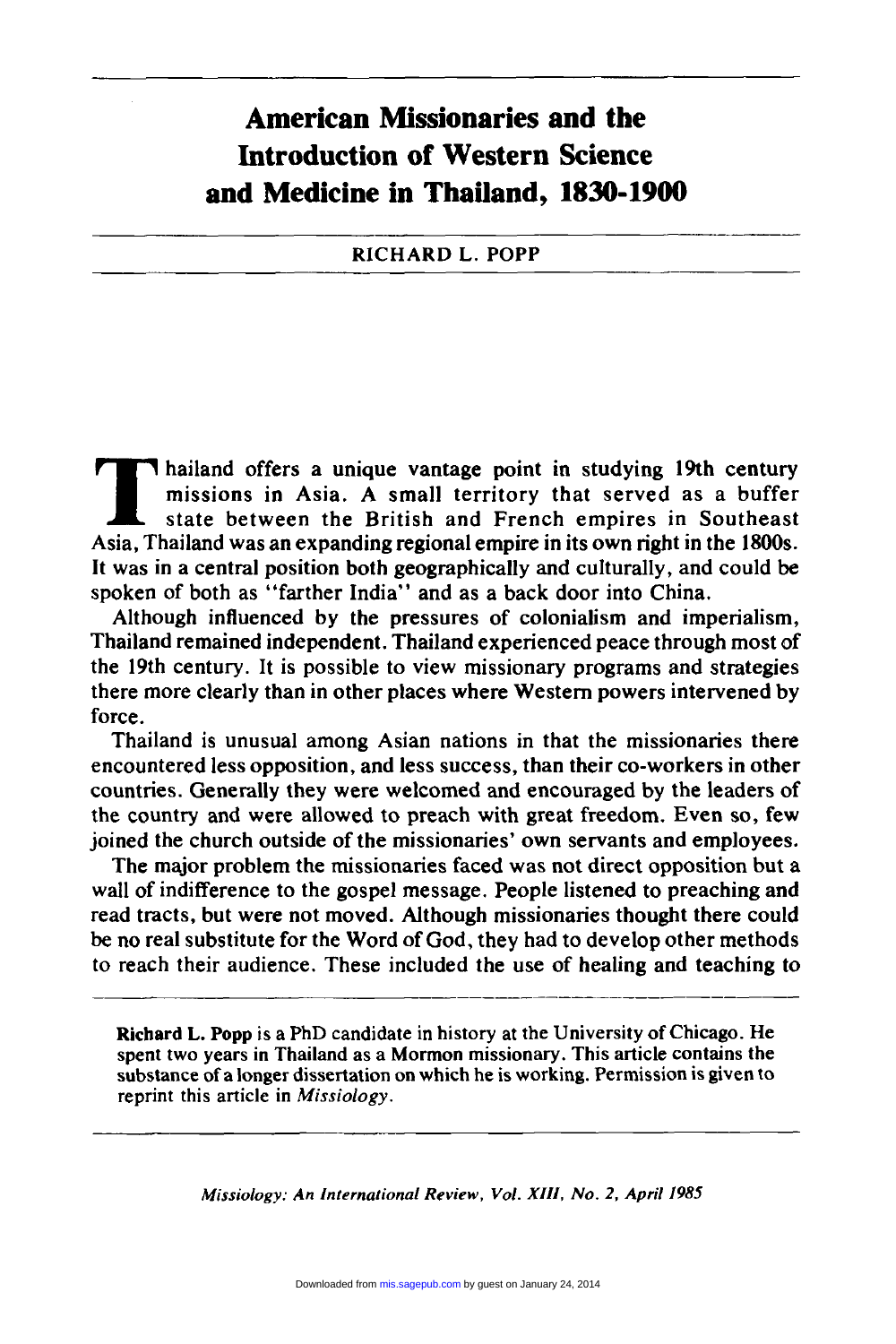# American Missionaries and the Introduction of Western Science and Medicine in Thailand, 1830-1900

RICHARD L. POPP

Thailand offers a unique vantage point in studying 19th century missions in Asia. A small territory that served as a buffer state between the British and French empires in Southeast Asia, Thailand was an expanding regional empire in its own right in the 1800s. It was in a central position both geographically and culturally, and could be spoken of both as "farther India" and as a back door into China.

Although influenced by the pressures of colonialism and imperialism, Thailand remained independent. Thailand experienced peace through most of the 19th century. It is possible to view missionary programs and strategies there more clearly than in other places where Western powers intervened by force.

Thailand is unusual among Asian nations in that the missionaries there encountered less opposition, and less success, than their co-workers in other countries. Generally they were welcomed and encouraged by the leaders of the country and were allowed to preach with great freedom. Even so, few joined the church outside of the missionaries' own servants and employees.

The major problem the missionaries faced was not direct opposition but a wall of indifference to the gospel message. People listened to preaching and read tracts, but were not moved. Although missionaries thought there could be no real substitute for the Word of God, they had to develop other methods to reach their audience. These included the use of healing and teaching to

---

**Richard L. Popp** is a PhD candidate in history at the University of Chicago. He spent two years in Thailand as a Mormon missionary. This article contains the substance of a longer dissertation on which he is working. Permission is given to reprint this article in *Missiology*.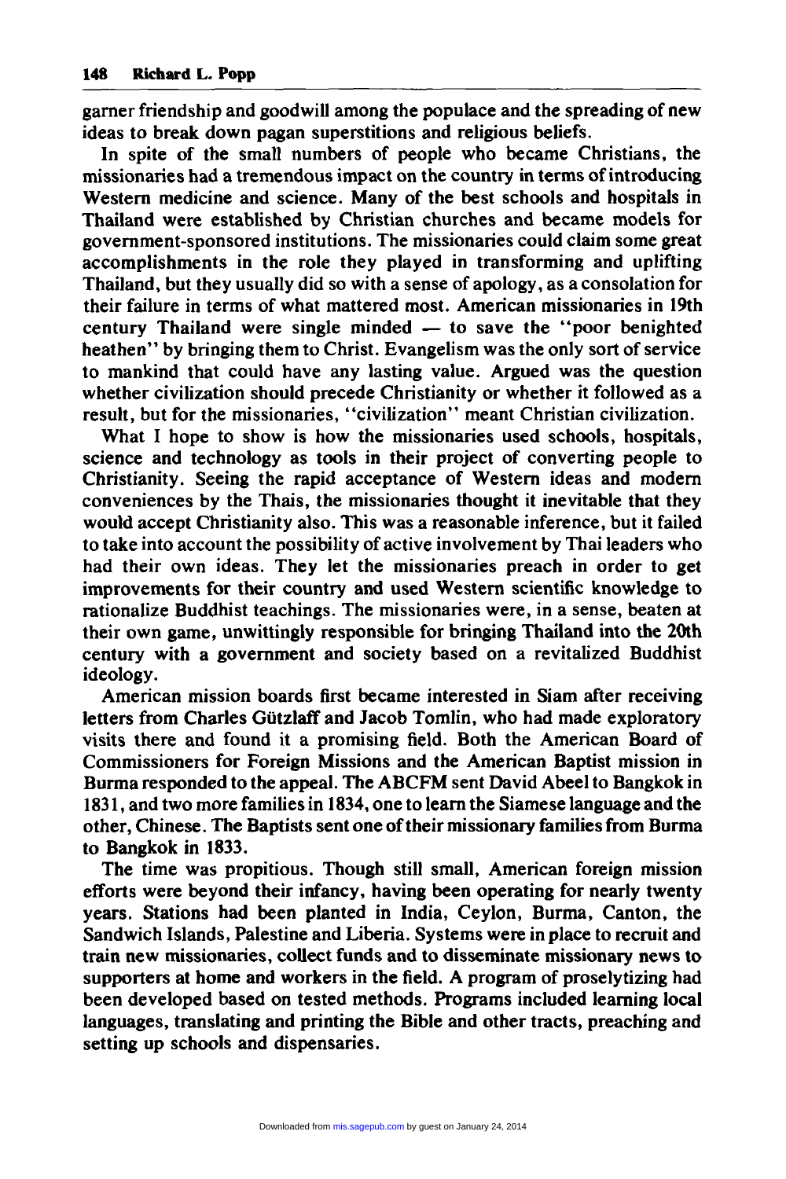garner friendship and goodwill among the populace and the spreading of new ideas to break down pagan superstitions and religious beliefs.

In spite of the small numbers of people who became Christians, the missionaries had a tremendous impact on the country in terms of introducing Western medicine and science. Many of the best schools and hospitals in Thailand were established by Christian churches and became models for government-sponsored institutions. The missionaries could claim some great accomplishments in the role they played in transforming and uplifting Thailand, but they usually did so with a sense of apology, as a consolation for their failure in terms of what mattered most. American missionaries in 19th century Thailand were single minded — to save the "poor benighted heathen" by bringing them to Christ. Evangelism was the only sort of service to mankind that could have any lasting value. Argued was the question whether civilization should precede Christianity or whether it followed as a result, but for the missionaries, "civilization" meant Christian civilization.

What I hope to show is how the missionaries used schools, hospitals, science and technology as tools in their project of converting people to Christianity. Seeing the rapid acceptance of Western ideas and modern conveniences by the Thais, the missionaries thought it inevitable that they would accept Christianity also. This was a reasonable inference, but it failed to take into account the possibility of active involvement by Thai leaders who had their own ideas. They let the missionaries preach in order to get improvements for their country and used Western scientific knowledge to rationalize Buddhist teachings. The missionaries were, in a sense, beaten at their own game, unwittingly responsible for bringing Thailand into the 20th century with a government and society based on a revitalized Buddhist ideology.

American mission boards first became interested in Siam after receiving letters from Charles Gützlaff and Jacob Tomlin, who had made exploratory visits there and found it a promising field. Both the American Board of Commissioners for Foreign Missions and the American Baptist mission in Burma responded to the appeal. The ABCFM sent David Abeel to Bangkok in 1831, and two more families in 1834, one to learn the Siamese language and the other, Chinese. The Baptists sent one of their missionary families from Burma to Bangkok in 1833.

The time was propitious. Though still small, American foreign mission efforts were beyond their infancy, having been operating for nearly twenty years. Stations had been planted in India, Ceylon, Burma, Canton, the Sandwich Islands, Palestine and Liberia. Systems were in place to recruit and train new missionaries, collect funds and to disseminate missionary news to supporters at home and workers in the field. A program of proselytizing had been developed based on tested methods. Programs included learning local languages, translating and printing the Bible and other tracts, preaching and setting up schools and dispensaries.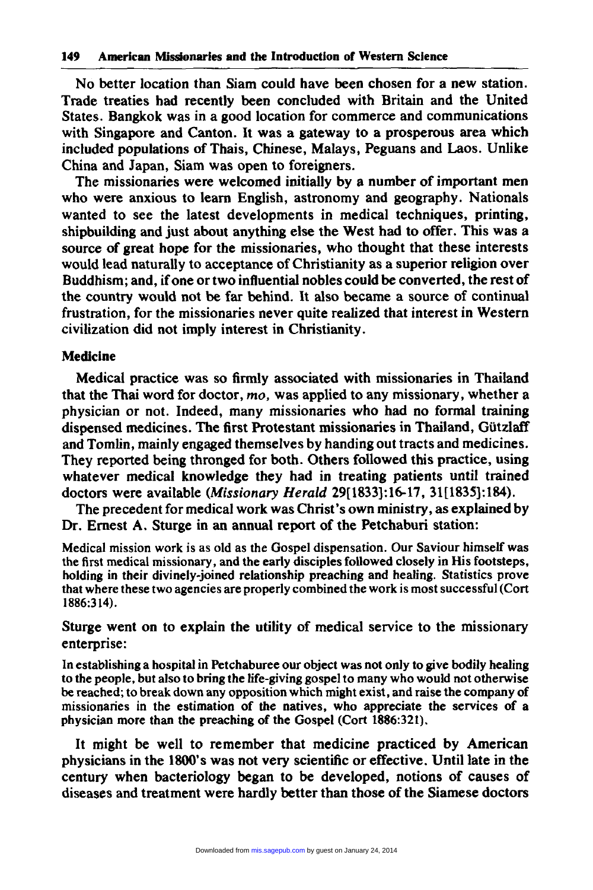No better location than Siam could have been chosen for a new station. Trade treaties had recently been concluded with Britain and the United States. Bangkok was in a good location for commerce and communications with Singapore and Canton. It was a gateway to a prosperous area which included populations of Thais, Chinese, Malays, Peguans and Laos. Unlike China and Japan, Siam was open to foreigners.

The missionaries were welcomed initially by a number of important men who were anxious to learn English, astronomy and geography. Nationals wanted to see the latest developments in medical techniques, printing, shipbuilding and just about anything else the West had to offer. This was a source of great hope for the missionaries, who thought that these interests would lead naturally to acceptance of Christianity as a superior religion over Buddhism; and, if one or two influential nobles could be converted, the rest of the country would not be far behind. It also became a source of continual frustration, for the missionaries never quite realized that interest in Western civilization did not imply interest in Christianity.

## Medicine

Medical practice was so firmly associated with missionaries in Thailand that the Thai word for doctor, *mo,* was applied to any missionary, whether a physician or not. Indeed, many missionaries who had no formal training dispensed medicines. The first Protestant missionaries in Thailand, Gützlaff and Tomlin, mainly engaged themselves by handing out tracts and medicines. They reported being thronged for both. Others followed this practice, using whatever medical knowledge they had in treating patients until trained doctors were available (*Missionary Herald* 29[1833]:16-17, 31[1835]:184).

The precedent for medical work was Christ's own ministry, as explained by Dr. Ernest A. Sturge in an annual report of the Petchaburi station:

> Medical mission work is as old as the Gospel dispensation. Our Saviour himself was the first medical missionary, and the early disciples followed closely in His footsteps, holding in their divinely-joined relationship preaching and healing. Statistics prove that where these two agencies are properly combined the work is most successful (Cort 1886:314).

Sturge went on to explain the utility of medical service to the missionary enterprise:

> In establishing a hospital in Petchaburee our object was not only to give bodily healing to the people, but also to bring the life-giving gospel to many who would not otherwise be reached; to break down any opposition which might exist, and raise the company of missionaries in the estimation of the natives, who appreciate the services of a physician more than the preaching of the Gospel (Cort 1886:321).

It might be well to remember that medicine practiced by American physicians in the 1800's was not very scientific or effective. Until late in the century when bacteriology began to be developed, notions of causes of diseases and treatment were hardly better than those of the Siamese doctors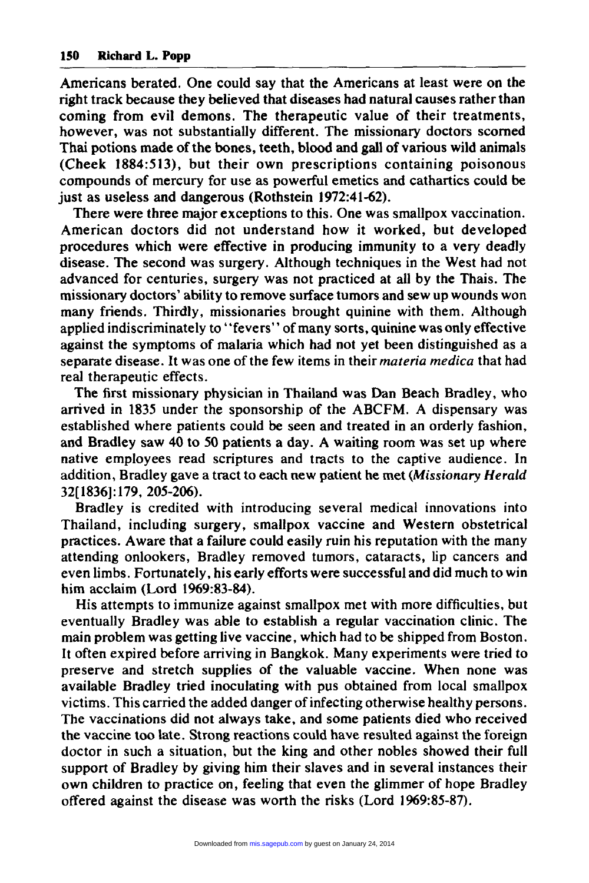Americans berated. One could say that the Americans at least were on the right track because they believed that diseases had natural causes rather than coming from evil demons. The therapeutic value of their treatments, however, was not substantially different. The missionary doctors scorned Thai potions made of the bones, teeth, blood and gall of various wild animals (Cheek 1884:513), but their own prescriptions containing poisonous compounds of mercury for use as powerful emetics and cathartics could be just as useless and dangerous (Rothstein 1972:41-62).

There were three major exceptions to this. One was smallpox vaccination. American doctors did not understand how it worked, but developed procedures which were effective in producing immunity to a very deadly disease. The second was surgery. Although techniques in the West had not advanced for centuries, surgery was not practiced at all by the Thais. The missionary doctors' ability to remove surface tumors and sew up wounds won many friends. Thirdly, missionaries brought quinine with them. Although applied indiscriminately to "fevers" of many sorts, quinine was only effective against the symptoms of malaria which had not yet been distinguished as a separate disease. It was one of the few items in their *materia medica* that had real therapeutic effects.

The first missionary physician in Thailand was Dan Beach Bradley, who arrived in 1835 under the sponsorship of the ABCFM. A dispensary was established where patients could be seen and treated in an orderly fashion, and Bradley saw 40 to 50 patients a day. A waiting room was set up where native employees read scriptures and tracts to the captive audience. In addition, Bradley gave a tract to each new patient he met (*Missionary Herald* 32[1836]:179, 205-206).

Bradley is credited with introducing several medical innovations into Thailand, including surgery, smallpox vaccine and Western obstetrical practices. Aware that a failure could easily ruin his reputation with the many attending onlookers, Bradley removed tumors, cataracts, lip cancers and even limbs. Fortunately, his early efforts were successful and did much to win him acclaim (Lord 1969:83-84).

His attempts to immunize against smallpox met with more difficulties, but eventually Bradley was able to establish a regular vaccination clinic. The main problem was getting live vaccine, which had to be shipped from Boston. It often expired before arriving in Bangkok. Many experiments were tried to preserve and stretch supplies of the valuable vaccine. When none was available Bradley tried inoculating with pus obtained from local smallpox victims. This carried the added danger of infecting otherwise healthy persons. The vaccinations did not always take, and some patients died who received the vaccine too late. Strong reactions could have resulted against the foreign doctor in such a situation, but the king and other nobles showed their full support of Bradley by giving him their slaves and in several instances their own children to practice on, feeling that even the glimmer of hope Bradley offered against the disease was worth the risks (Lord 1969:85-87).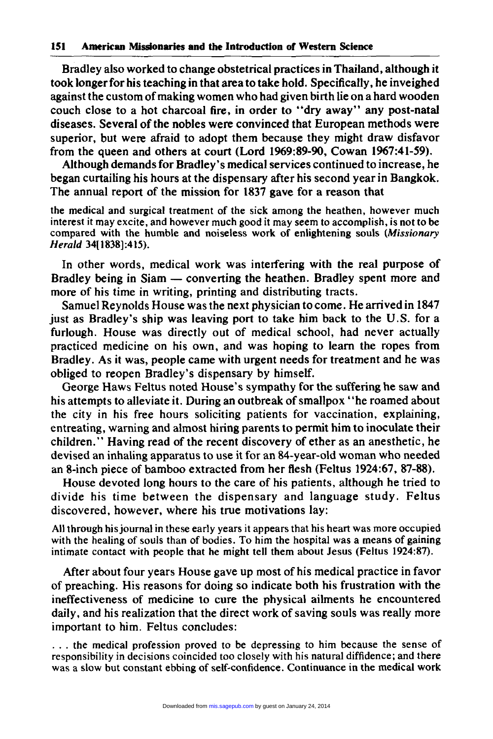Bradley also worked to change obstetrical practices in Thailand, although it took longer for his teaching in that area to take hold. Specifically, he inveighed against the custom of making women who had given birth lie on a hard wooden couch close to a hot charcoal fire, in order to "dry away" any post-natal diseases. Several of the nobles were convinced that European methods were superior, but were afraid to adopt them because they might draw disfavor from the queen and others at court (Lord 1969:89-90, Cowan 1967:41-59).

Although demands for Bradley's medical services continued to increase, he began curtailing his hours at the dispensary after his second year in Bangkok. The annual report of the mission for 1837 gave for a reason that

> the medical and surgical treatment of the sick among the heathen, however much interest it may excite, and however much good it may seem to accomplish, is not to be compared with the humble and noiseless work of enlightening souls (*Missionary Herald* 34[1838]:415).

In other words, medical work was interfering with the real purpose of Bradley being in Siam — converting the heathen. Bradley spent more and more of his time in writing, printing and distributing tracts.

Samuel Reynolds House was the next physician to come. He arrived in 1847 just as Bradley's ship was leaving port to take him back to the U.S. for a furlough. House was directly out of medical school, had never actually practiced medicine on his own, and was hoping to learn the ropes from Bradley. As it was, people came with urgent needs for treatment and he was obliged to reopen Bradley's dispensary by himself.

George Haws Feltus noted House's sympathy for the suffering he saw and his attempts to alleviate it. During an outbreak of smallpox "he roamed about the city in his free hours soliciting patients for vaccination, explaining, entreating, warning and almost hiring parents to permit him to inoculate their children." Having read of the recent discovery of ether as an anesthetic, he devised an inhaling apparatus to use it for an 84-year-old woman who needed an 8-inch piece of bamboo extracted from her flesh (Feltus 1924:67, 87-88).

House devoted long hours to the care of his patients, although he tried to divide his time between the dispensary and language study. Feltus discovered, however, where his true motivations lay:

> All through his journal in these early years it appears that his heart was more occupied with the healing of souls than of bodies. To him the hospital was a means of gaining intimate contact with people that he might tell them about Jesus (Feltus 1924:87).

After about four years House gave up most of his medical practice in favor of preaching. His reasons for doing so indicate both his frustration with the ineffectiveness of medicine to cure the physical ailments he encountered daily, and his realization that the direct work of saving souls was really more important to him. Feltus concludes:

> . . . the medical profession proved to be depressing to him because the sense of responsibility in decisions coincided too closely with his natural diffidence; and there was a slow but constant ebbing of self-confidence. Continuance in the medical work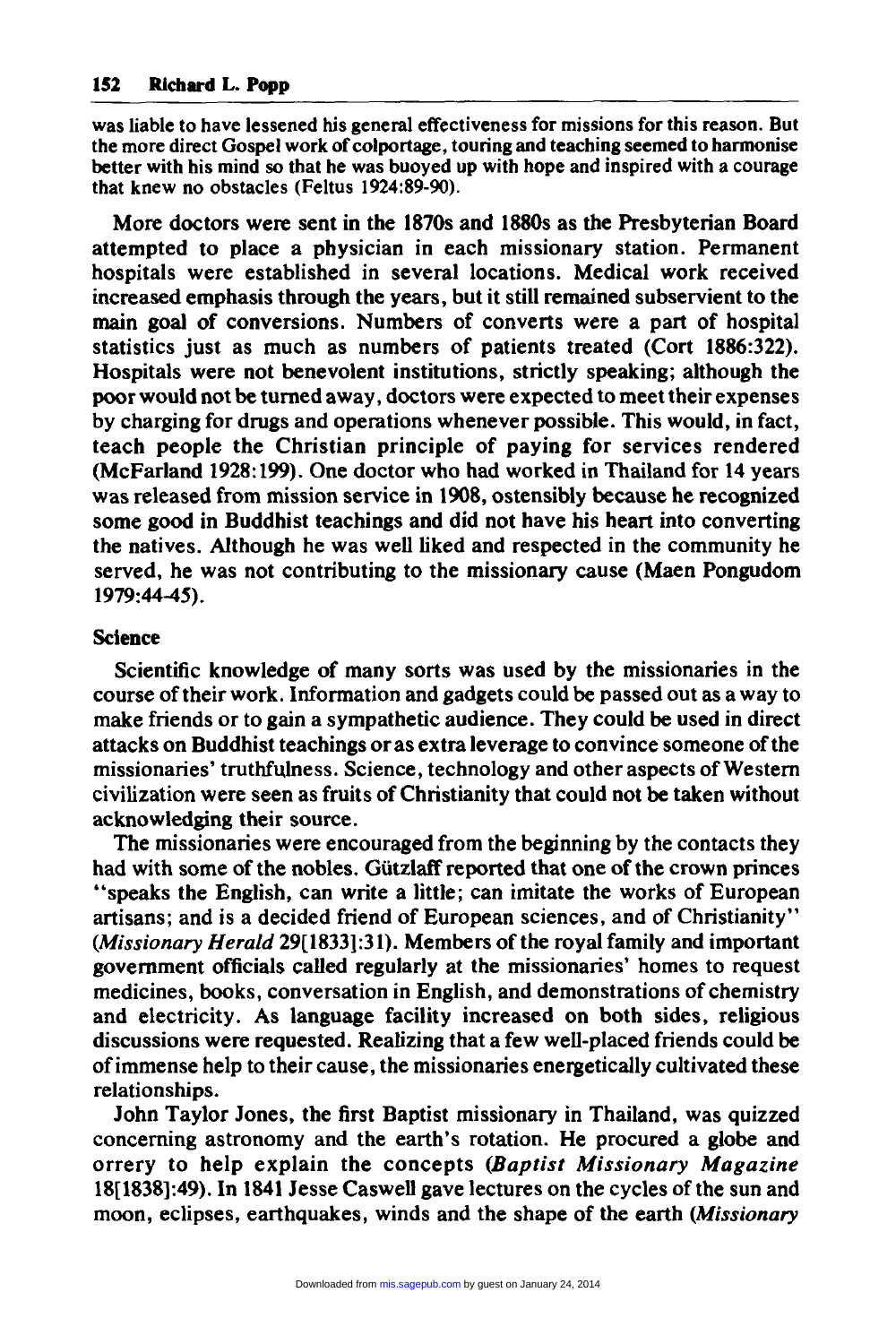was liable to have lessened his general effectiveness for missions for this reason. But the more direct Gospel work of colportage, touring and teaching seemed to harmonise better with his mind so that he was buoyed up with hope and inspired with a courage that knew no obstacles (Feltus 1924:89-90).

More doctors were sent in the 1870s and 1880s as the Presbyterian Board attempted to place a physician in each missionary station. Permanent hospitals were established in several locations. Medical work received increased emphasis through the years, but it still remained subservient to the main goal of conversions. Numbers of converts were a part of hospital statistics just as much as numbers of patients treated (Cort 1886:322). Hospitals were not benevolent institutions, strictly speaking; although the poor would not be turned away, doctors were expected to meet their expenses by charging for drugs and operations whenever possible. This would, in fact, teach people the Christian principle of paying for services rendered (McFarland 1928:199). One doctor who had worked in Thailand for 14 years was released from mission service in 1908, ostensibly because he recognized some good in Buddhist teachings and did not have his heart into converting the natives. Although he was well liked and respected in the community he served, he was not contributing to the missionary cause (Maen Pongudom 1979:44-45).

### Science

Scientific knowledge of many sorts was used by the missionaries in the course of their work. Information and gadgets could be passed out as a way to make friends or to gain a sympathetic audience. They could be used in direct attacks on Buddhist teachings or as extra leverage to convince someone of the missionaries' truthfulness. Science, technology and other aspects of Western civilization were seen as fruits of Christianity that could not be taken without acknowledging their source.

The missionaries were encouraged from the beginning by the contacts they had with some of the nobles. Gützlaff reported that one of the crown princes "speaks the English, can write a little; can imitate the works of European artisans; and is a decided friend of European sciences, and of Christianity" (*Missionary Herald* 29[1833]:31). Members of the royal family and important government officials called regularly at the missionaries' homes to request medicines, books, conversation in English, and demonstrations of chemistry and electricity. As language facility increased on both sides, religious discussions were requested. Realizing that a few well-placed friends could be of immense help to their cause, the missionaries energetically cultivated these relationships.

John Taylor Jones, the first Baptist missionary in Thailand, was quizzed concerning astronomy and the earth's rotation. He procured a globe and orrery to help explain the concepts (*Baptist Missionary Magazine* 18[1838]:49). In 1841 Jesse Caswell gave lectures on the cycles of the sun and moon, eclipses, earthquakes, winds and the shape of the earth (*Missionary*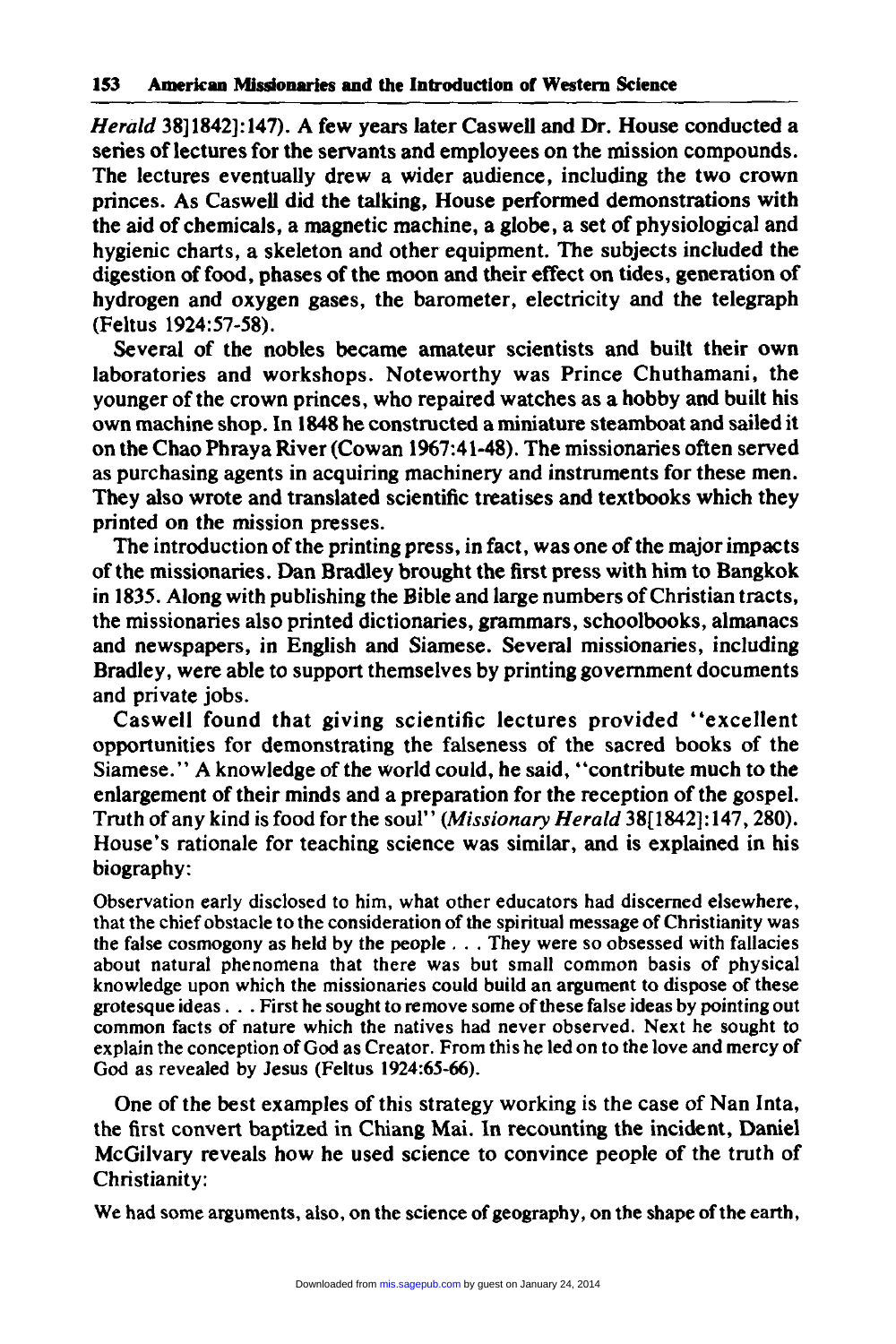*Herald* 38]1842]:147). A few years later Caswell and Dr. House conducted a series of lectures for the servants and employees on the mission compounds. The lectures eventually drew a wider audience, including the two crown princes. As Caswell did the talking, House performed demonstrations with the aid of chemicals, a magnetic machine, a globe, a set of physiological and hygienic charts, a skeleton and other equipment. The subjects included the digestion of food, phases of the moon and their effect on tides, generation of hydrogen and oxygen gases, the barometer, electricity and the telegraph (Feltus 1924:57-58).

Several of the nobles became amateur scientists and built their own laboratories and workshops. Noteworthy was Prince Chuthamani, the younger of the crown princes, who repaired watches as a hobby and built his own machine shop. In 1848 he constructed a miniature steamboat and sailed it on the Chao Phraya River (Cowan 1967:41-48). The missionaries often served as purchasing agents in acquiring machinery and instruments for these men. They also wrote and translated scientific treatises and textbooks which they printed on the mission presses.

The introduction of the printing press, in fact, was one of the major impacts of the missionaries. Dan Bradley brought the first press with him to Bangkok in 1835. Along with publishing the Bible and large numbers of Christian tracts, the missionaries also printed dictionaries, grammars, schoolbooks, almanacs and newspapers, in English and Siamese. Several missionaries, including Bradley, were able to support themselves by printing government documents and private jobs.

Caswell found that giving scientific lectures provided "excellent opportunities for demonstrating the falseness of the sacred books of the Siamese." A knowledge of the world could, he said, "contribute much to the enlargement of their minds and a preparation for the reception of the gospel. Truth of any kind is food for the soul" (*Missionary Herald* 38[1842]:147, 280). House's rationale for teaching science was similar, and is explained in his biography:

> Observation early disclosed to him, what other educators had discerned elsewhere, that the chief obstacle to the consideration of the spiritual message of Christianity was the false cosmogony as held by the people . . . They were so obsessed with fallacies about natural phenomena that there was but small common basis of physical knowledge upon which the missionaries could build an argument to dispose of these grotesque ideas . . . First he sought to remove some of these false ideas by pointing out common facts of nature which the natives had never observed. Next he sought to explain the conception of God as Creator. From this he led on to the love and mercy of God as revealed by Jesus (Feltus 1924:65-66).

One of the best examples of this strategy working is the case of Nan Inta, the first convert baptized in Chiang Mai. In recounting the incident, Daniel McGilvary reveals how he used science to convince people of the truth of Christianity:

> We had some arguments, also, on the science of geography, on the shape of the earth,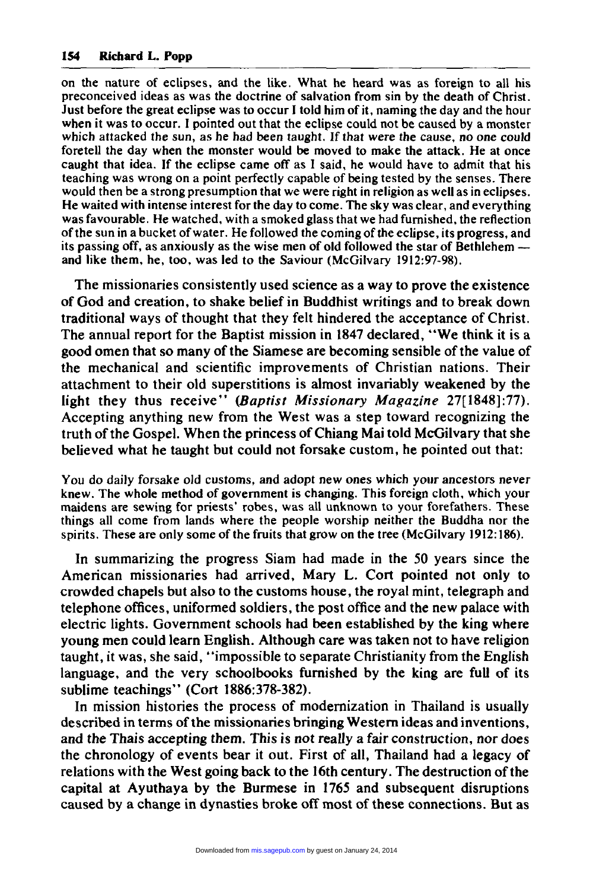on the nature of eclipses, and the like. What he heard was as foreign to all his preconceived ideas as was the doctrine of salvation from sin by the death of Christ. Just before the great eclipse was to occur I told him of it, naming the day and the hour when it was to occur. I pointed out that the eclipse could not be caused by a monster which attacked the sun, as he had been taught. If that were the cause, no one could foretell the day when the monster would be moved to make the attack. He at once caught that idea. If the eclipse came off as I said, he would have to admit that his teaching was wrong on a point perfectly capable of being tested by the senses. There would then be a strong presumption that we were right in religion as well as in eclipses. He waited with intense interest for the day to come. The sky was clear, and everything was favourable. He watched, with a smoked glass that we had furnished, the reflection of the sun in a bucket of water. He followed the coming of the eclipse, its progress, and its passing off, as anxiously as the wise men of old followed the star of Bethlehem — and like them, he, too, was led to the Saviour (McGilvary 1912:97-98).

The missionaries consistently used science as a way to prove the existence of God and creation, to shake belief in Buddhist writings and to break down traditional ways of thought that they felt hindered the acceptance of Christ. The annual report for the Baptist mission in 1847 declared, "We think it is a good omen that so many of the Siamese are becoming sensible of the value of the mechanical and scientific improvements of Christian nations. Their attachment to their old superstitions is almost invariably weakened by the light they thus receive" (*Baptist Missionary Magazine* 27[1848]:77). Accepting anything new from the West was a step toward recognizing the truth of the Gospel. When the princess of Chiang Mai told McGilvary that she believed what he taught but could not forsake custom, he pointed out that:

> You do daily forsake old customs, and adopt new ones which your ancestors never knew. The whole method of government is changing. This foreign cloth, which your maidens are sewing for priests' robes, was all unknown to your forefathers. These things all come from lands where the people worship neither the Buddha nor the spirits. These are only some of the fruits that grow on the tree (McGilvary 1912:186).

In summarizing the progress Siam had made in the 50 years since the American missionaries had arrived, Mary L. Cort pointed not only to crowded chapels but also to the customs house, the royal mint, telegraph and telephone offices, uniformed soldiers, the post office and the new palace with electric lights. Government schools had been established by the king where young men could learn English. Although care was taken not to have religion taught, it was, she said, "impossible to separate Christianity from the English language, and the very schoolbooks furnished by the king are full of its sublime teachings" (Cort 1886:378-382).

In mission histories the process of modernization in Thailand is usually described in terms of the missionaries bringing Western ideas and inventions, and the Thais accepting them. This is not really a fair construction, nor does the chronology of events bear it out. First of all, Thailand had a legacy of relations with the West going back to the 16th century. The destruction of the capital at Ayuthaya by the Burmese in 1765 and subsequent disruptions caused by a change in dynasties broke off most of these connections. But as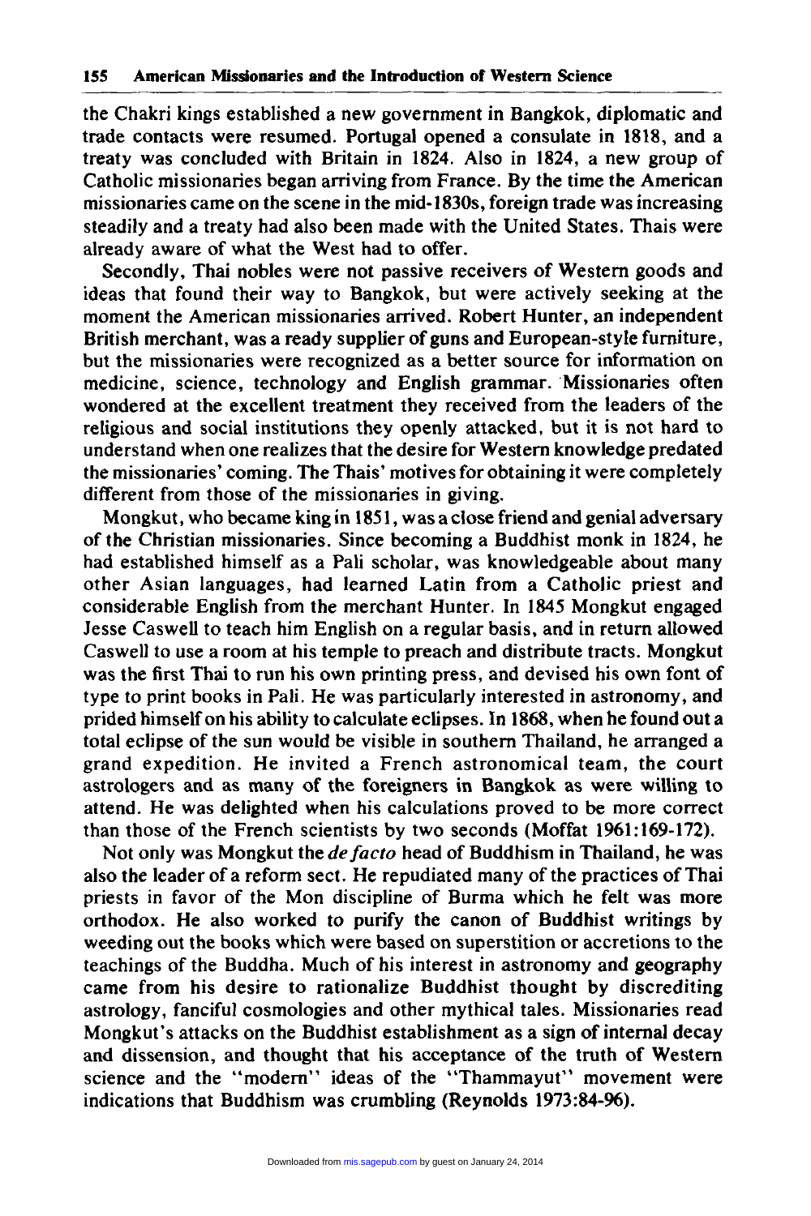the Chakri kings established a new government in Bangkok, diplomatic and trade contacts were resumed. Portugal opened a consulate in 1818, and a treaty was concluded with Britain in 1824. Also in 1824, a new group of Catholic missionaries began arriving from France. By the time the American missionaries came on the scene in the mid-1830s, foreign trade was increasing steadily and a treaty had also been made with the United States. Thais were already aware of what the West had to offer.

Secondly, Thai nobles were not passive receivers of Western goods and ideas that found their way to Bangkok, but were actively seeking at the moment the American missionaries arrived. Robert Hunter, an independent British merchant, was a ready supplier of guns and European-style furniture, but the missionaries were recognized as a better source for information on medicine, science, technology and English grammar. Missionaries often wondered at the excellent treatment they received from the leaders of the religious and social institutions they openly attacked, but it is not hard to understand when one realizes that the desire for Western knowledge predated the missionaries' coming. The Thais' motives for obtaining it were completely different from those of the missionaries in giving.

Mongkut, who became king in 1851, was a close friend and genial adversary of the Christian missionaries. Since becoming a Buddhist monk in 1824, he had established himself as a Pali scholar, was knowledgeable about many other Asian languages, had learned Latin from a Catholic priest and considerable English from the merchant Hunter. In 1845 Mongkut engaged Jesse Caswell to teach him English on a regular basis, and in return allowed Caswell to use a room at his temple to preach and distribute tracts. Mongkut was the first Thai to run his own printing press, and devised his own font of type to print books in Pali. He was particularly interested in astronomy, and prided himself on his ability to calculate eclipses. In 1868, when he found out a total eclipse of the sun would be visible in southern Thailand, he arranged a grand expedition. He invited a French astronomical team, the court astrologers and as many of the foreigners in Bangkok as were willing to attend. He was delighted when his calculations proved to be more correct than those of the French scientists by two seconds (Moffat 1961:169-172).

Not only was Mongkut the *de facto* head of Buddhism in Thailand, he was also the leader of a reform sect. He repudiated many of the practices of Thai priests in favor of the Mon discipline of Burma which he felt was more orthodox. He also worked to purify the canon of Buddhist writings by weeding out the books which were based on superstition or accretions to the teachings of the Buddha. Much of his interest in astronomy and geography came from his desire to rationalize Buddhist thought by discrediting astrology, fanciful cosmologies and other mythical tales. Missionaries read Mongkut's attacks on the Buddhist establishment as a sign of internal decay and dissension, and thought that his acceptance of the truth of Western science and the "modern" ideas of the "Thammayut" movement were indications that Buddhism was crumbling (Reynolds 1973:84-96).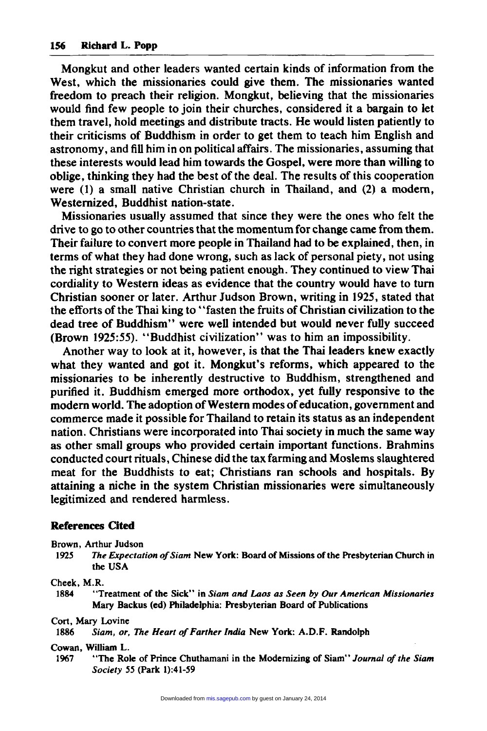Mongkut and other leaders wanted certain kinds of information from the West, which the missionaries could give them. The missionaries wanted freedom to preach their religion. Mongkut, believing that the missionaries would find few people to join their churches, considered it a bargain to let them travel, hold meetings and distribute tracts. He would listen patiently to their criticisms of Buddhism in order to get them to teach him English and astronomy, and fill him in on political affairs. The missionaries, assuming that these interests would lead him towards the Gospel, were more than willing to oblige, thinking they had the best of the deal. The results of this cooperation were (1) a small native Christian church in Thailand, and (2) a modern, Westernized, Buddhist nation-state.

Missionaries usually assumed that since they were the ones who felt the drive to go to other countries that the momentum for change came from them. Their failure to convert more people in Thailand had to be explained, then, in terms of what they had done wrong, such as lack of personal piety, not using the right strategies or not being patient enough. They continued to view Thai cordiality to Western ideas as evidence that the country would have to turn Christian sooner or later. Arthur Judson Brown, writing in 1925, stated that the efforts of the Thai king to "fasten the fruits of Christian civilization to the dead tree of Buddhism" were well intended but would never fully succeed (Brown 1925:55). "Buddhist civilization" was to him an impossibility.

Another way to look at it, however, is that the Thai leaders knew exactly what they wanted and got it. Mongkut's reforms, which appeared to the missionaries to be inherently destructive to Buddhism, strengthened and purified it. Buddhism emerged more orthodox, yet fully responsive to the modern world. The adoption of Western modes of education, government and commerce made it possible for Thailand to retain its status as an independent nation. Christians were incorporated into Thai society in much the same way as other small groups who provided certain important functions. Brahmins conducted court rituals, Chinese did the tax farming and Moslems slaughtered meat for the Buddhists to eat; Christians ran schools and hospitals. By attaining a niche in the system Christian missionaries were simultaneously legitimized and rendered harmless.

## References Cited

Brown, Arthur Judson
1925 *The Expectation of Siam* New York: Board of Missions of the Presbyterian Church in the USA

Cheek, M.R.
1884 "Treatment of the Sick" in *Siam and Laos as Seen by Our American Missionaries* Mary Backus (ed) Philadelphia: Presbyterian Board of Publications

Cort, Mary Lovine
1886 *Siam, or, The Heart of Farther India* New York: A.D.F. Randolph

Cowan, William L.
1967 "The Role of Prince Chuthamani in the Modernizing of Siam" *Journal of the Siam Society* 55 (Park 1):41-59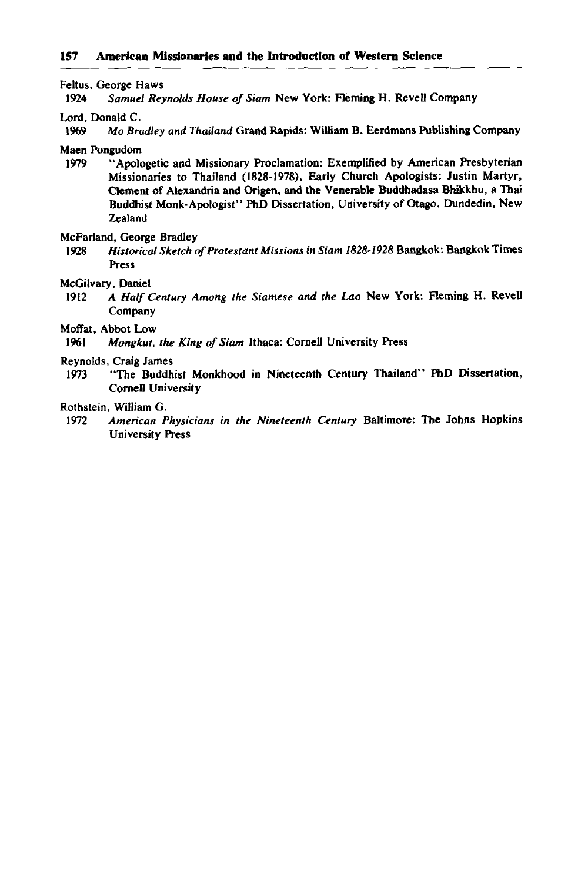Feltus, George Haws

1924 *Samuel Reynolds House of Siam* New York: Fleming H. Revell Company

Lord, Donald C.

1969 *Mo Bradley and Thailand* Grand Rapids: William B. Eerdmans Publishing Company

Maen Pongudom

1979 "Apologetic and Missionary Proclamation: Exemplified by American Presbyterian Missionaries to Thailand (1828-1978), Early Church Apologists: Justin Martyr, Clement of Alexandria and Origen, and the Venerable Buddhadasa Bhikkhu, a Thai Buddhist Monk-Apologist" PhD Dissertation, University of Otago, Dundedin, New Zealand

McFarland, George Bradley

1928 *Historical Sketch of Protestant Missions in Siam 1828-1928* Bangkok: Bangkok Times Press

McGilvary, Daniel

1912 *A Half Century Among the Siamese and the Lao* New York: Fleming H. Revell Company

Moffat, Abbot Low

1961 *Mongkut, the King of Siam* Ithaca: Cornell University Press

Reynolds, Craig James

1973 "The Buddhist Monkhood in Nineteenth Century Thailand" PhD Dissertation, Cornell University

Rothstein, William G.

1972 *American Physicians in the Nineteenth Century* Baltimore: The Johns Hopkins University Press